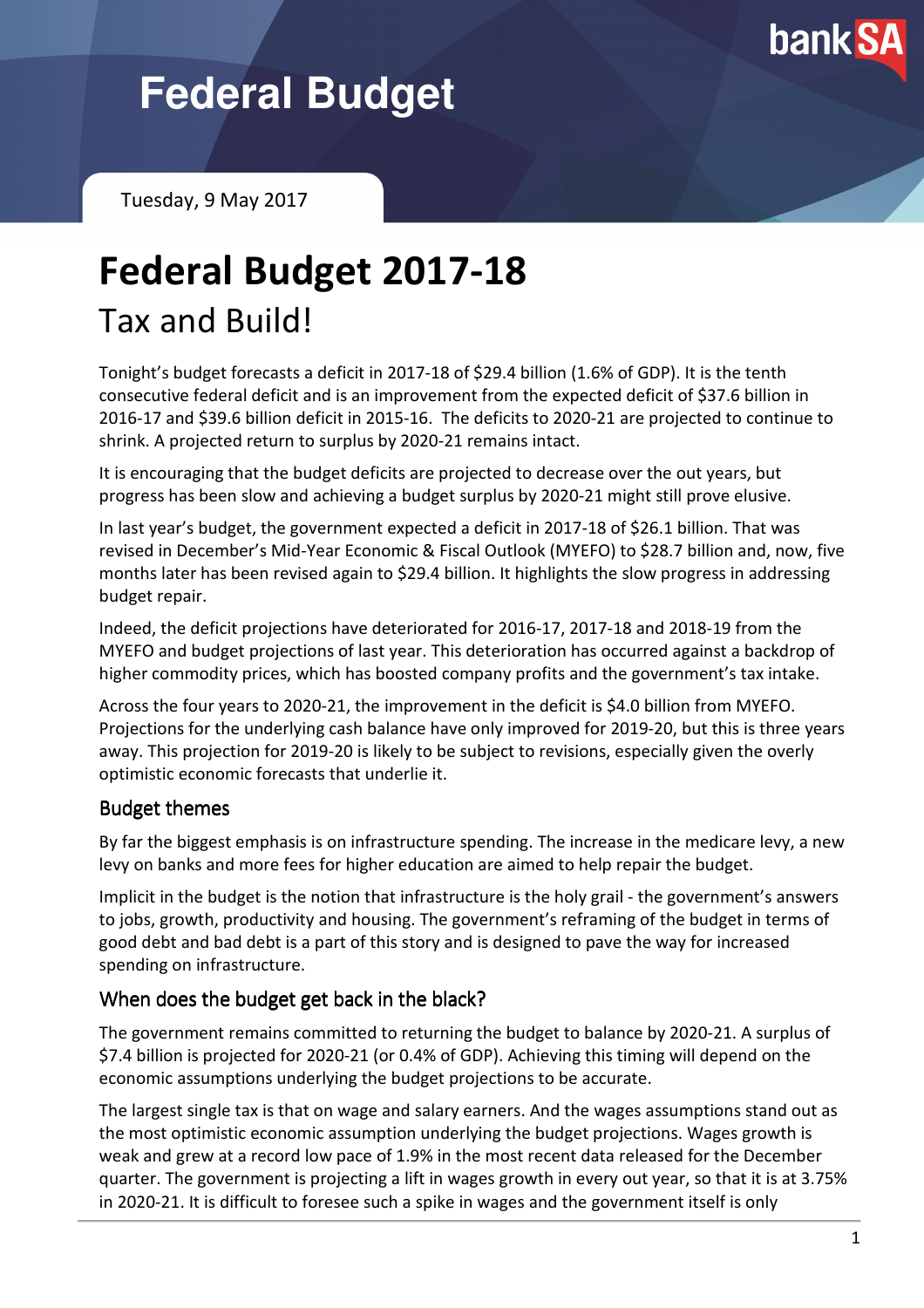# Federal Budget

Tuesday, 9 May 2017

# Federal Budget 2017-18

## Tax and Build!

Tonight's budget forecasts a deficit in 2017-18 of $29.4 billion (1.6% of GDP). It is the tenth consecutive federal deficit and is an improvement from the expected deficit of $37.6 billion in 2016-17 and $39.6 billion deficit in 2015-16. The deficits to 2020-21 are projected to continue to shrink. A projected return to surplus by 2020-21 remains intact.

It is encouraging that the budget deficits are projected to decrease over the out years, but progress has been slow and achieving a budget surplus by 2020-21 might still prove elusive.

In last year's budget, the government expected a deficit in 2017-18 of $26.1 billion. That was revised in December's Mid-Year Economic & Fiscal Outlook (MYEFO) to $28.7 billion and, now, five months later has been revised again to $29.4 billion. It highlights the slow progress in addressing budget repair.

Indeed, the deficit projections have deteriorated for 2016-17, 2017-18 and 2018-19 from the MYEFO and budget projections of last year. This deterioration has occurred against a backdrop of higher commodity prices, which has boosted company profits and the government's tax intake.

Across the four years to 2020-21, the improvement in the deficit is $4.0 billion from MYEFO. Projections for the underlying cash balance have only improved for 2019-20, but this is three years away. This projection for 2019-20 is likely to be subject to revisions, especially given the overly optimistic economic forecasts that underlie it.

### Budget themes

By far the biggest emphasis is on infrastructure spending. The increase in the medicare levy, a new levy on banks and more fees for higher education are aimed to help repair the budget.

Implicit in the budget is the notion that infrastructure is the holy grail - the government's answers to jobs, growth, productivity and housing. The government's reframing of the budget in terms of good debt and bad debt is a part of this story and is designed to pave the way for increased spending on infrastructure.

### When does the budget get back in the black?

The government remains committed to returning the budget to balance by 2020-21. A surplus of $7.4 billion is projected for 2020-21 (or 0.4% of GDP). Achieving this timing will depend on the economic assumptions underlying the budget projections to be accurate.

The largest single tax is that on wage and salary earners. And the wages assumptions stand out as the most optimistic economic assumption underlying the budget projections. Wages growth is weak and grew at a record low pace of 1.9% in the most recent data released for the December quarter. The government is projecting a lift in wages growth in every out year, so that it is at 3.75% in 2020-21. It is difficult to foresee such a spike in wages and the government itself is only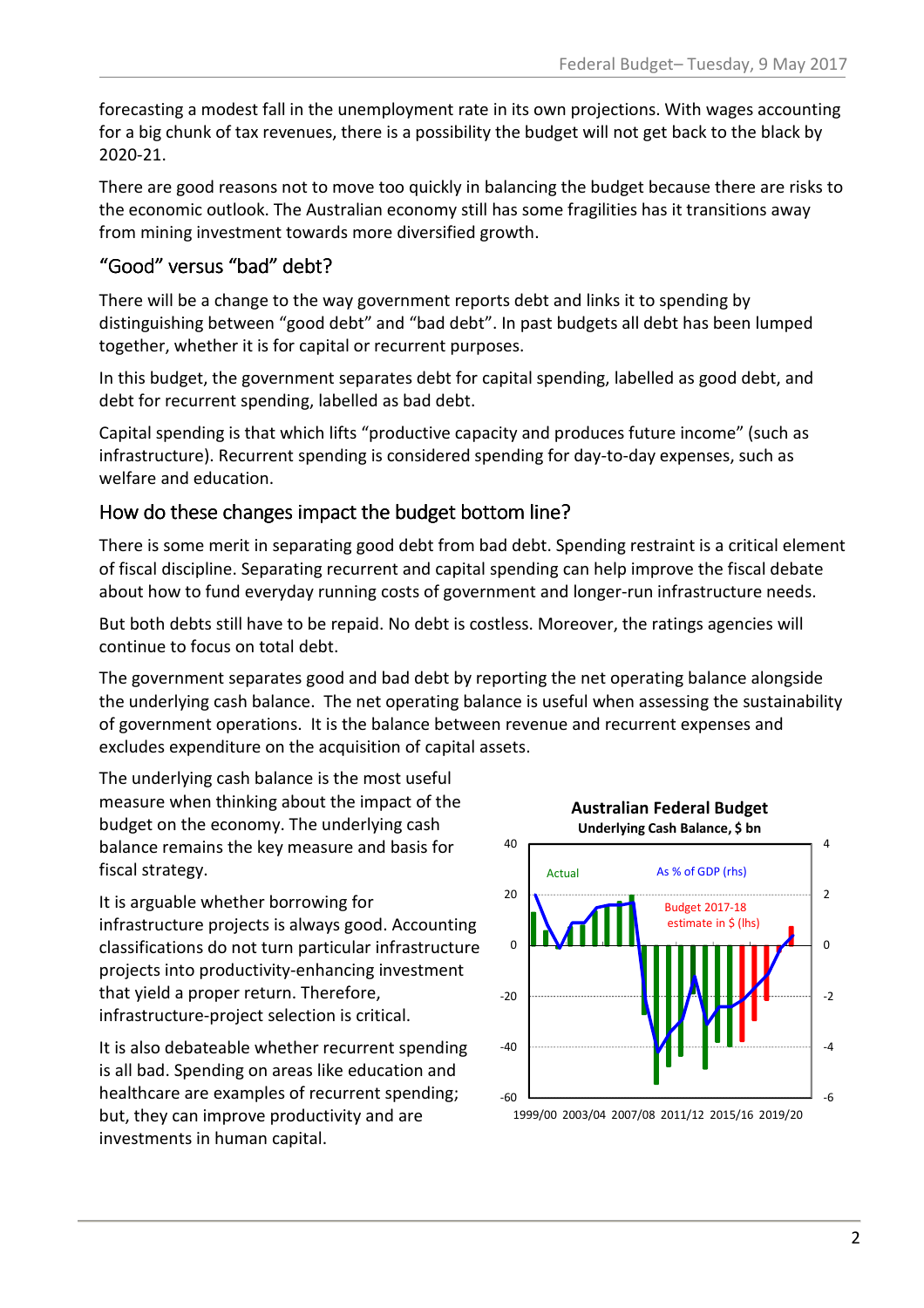forecasting a modest fall in the unemployment rate in its own projections. With wages accounting for a big chunk of tax revenues, there is a possibility the budget will not get back to the black by 2020-21.

There are good reasons not to move too quickly in balancing the budget because there are risks to the economic outlook. The Australian economy still has some fragilities has it transitions away from mining investment towards more diversified growth.

## "Good" versus "bad" debt?

There will be a change to the way government reports debt and links it to spending by distinguishing between "good debt" and "bad debt". In past budgets all debt has been lumped together, whether it is for capital or recurrent purposes.

In this budget, the government separates debt for capital spending, labelled as good debt, and debt for recurrent spending, labelled as bad debt.

Capital spending is that which lifts "productive capacity and produces future income" (such as infrastructure). Recurrent spending is considered spending for day-to-day expenses, such as welfare and education.

## How do these changes impact the budget bottom line?

There is some merit in separating good debt from bad debt. Spending restraint is a critical element of fiscal discipline. Separating recurrent and capital spending can help improve the fiscal debate about how to fund everyday running costs of government and longer-run infrastructure needs.

But both debts still have to be repaid. No debt is costless. Moreover, the ratings agencies will continue to focus on total debt.

The government separates good and bad debt by reporting the net operating balance alongside the underlying cash balance. The net operating balance is useful when assessing the sustainability of government operations. It is the balance between revenue and recurrent expenses and excludes expenditure on the acquisition of capital assets.

The underlying cash balance is the most useful measure when thinking about the impact of the budget on the economy. The underlying cash balance remains the key measure and basis for fiscal strategy.

It is arguable whether borrowing for infrastructure projects is always good. Accounting classifications do not turn particular infrastructure projects into productivity-enhancing investment that yield a proper return. Therefore, infrastructure-project selection is critical.

It is also debateable whether recurrent spending is all bad. Spending on areas like education and healthcare are examples of recurrent spending; but, they can improve productivity and are investments in human capital.

**Australian Federal Budget**
**Underlying Cash Balance, $ bn**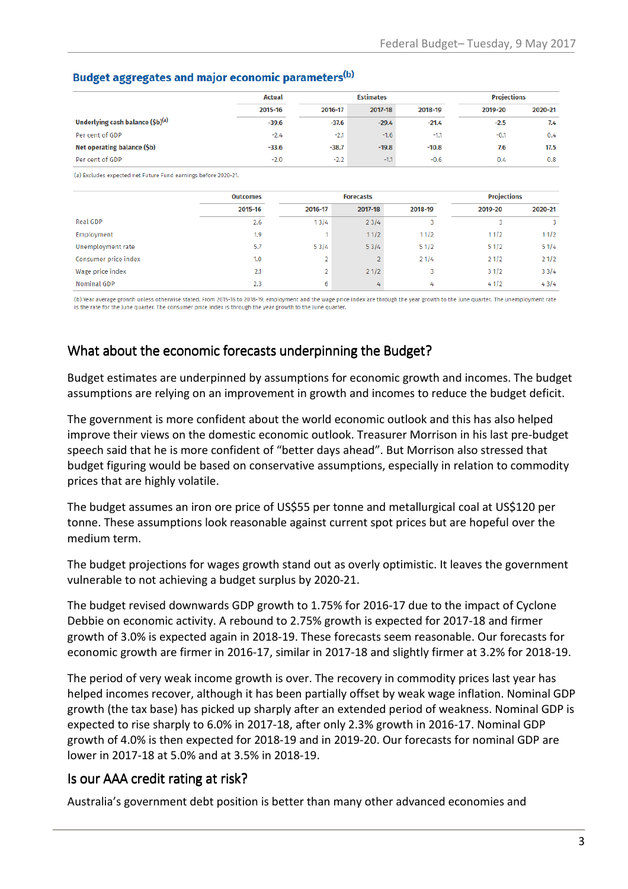### Budget aggregates and major economic parameters[b]

| | Actual | Estimates | | | Projections | |
|---|---|---|---|---|---|---|
| | 2015-16 | 2016-17 | 2017-18 | 2018-19 | 2019-20 | 2020-21 |
| **Underlying cash balance ($b)[a]** | -39.6 | -37.6 | -29.4 | -21.4 | -2.5 | 7.4 |
| Per cent of GDP | -2.4 | -2.1 | -1.6 | -1.1 | -0.1 | 0.4 |
| **Net operating balance ($b)** | -33.6 | -38.7 | -19.8 | -10.8 | 7.6 | 17.5 |
| Per cent of GDP | -2.0 | -2.2 | -1.1 | -0.6 | 0.4 | 0.8 |

(a) Excludes expected net Future Fund earnings before 2020-21.

| | Outcomes | Forecasts | | | Projections | |
|---|---|---|---|---|---|---|
| | 2015-16 | 2016-17 | 2017-18 | 2018-19 | 2019-20 | 2020-21 |
| Real GDP | 2.6 | 1 3/4 | 2 3/4 | 3 | 3 | 3 |
| Employment | 1.9 | 1 | 1 1/2 | 1 1/2 | 1 1/2 | 1 1/2 |
| Unemployment rate | 5.7 | 5 3/4 | 5 3/4 | 5 1/2 | 5 1/2 | 5 1/4 |
| Consumer price index | 1.0 | 2 | 2 | 2 1/4 | 2 1/2 | 2 1/2 |
| Wage price index | 2.1 | 2 | 2 1/2 | 3 | 3 1/2 | 3 3/4 |
| Nominal GDP | 2.3 | 6 | 4 | 4 | 4 1/2 | 4 3/4 |

(b) Year average growth unless otherwise stated. From 2015-16 to 2018-19, employment and the wage price index are through the year growth to the June quarter. The unemployment rate is the rate for the June quarter. The consumer price index is through the year growth to the June quarter.

## What about the economic forecasts underpinning the Budget?

Budget estimates are underpinned by assumptions for economic growth and incomes. The budget assumptions are relying on an improvement in growth and incomes to reduce the budget deficit.

The government is more confident about the world economic outlook and this has also helped improve their views on the domestic economic outlook. Treasurer Morrison in his last pre-budget speech said that he is more confident of "better days ahead". But Morrison also stressed that budget figuring would be based on conservative assumptions, especially in relation to commodity prices that are highly volatile.

The budget assumes an iron ore price of US$55 per tonne and metallurgical coal at US$120 per tonne. These assumptions look reasonable against current spot prices but are hopeful over the medium term.

The budget projections for wages growth stand out as overly optimistic. It leaves the government vulnerable to not achieving a budget surplus by 2020-21.

The budget revised downwards GDP growth to 1.75% for 2016-17 due to the impact of Cyclone Debbie on economic activity. A rebound to 2.75% growth is expected for 2017-18 and firmer growth of 3.0% is expected again in 2018-19. These forecasts seem reasonable. Our forecasts for economic growth are firmer in 2016-17, similar in 2017-18 and slightly firmer at 3.2% for 2018-19.

The period of very weak income growth is over. The recovery in commodity prices last year has helped incomes recover, although it has been partially offset by weak wage inflation. Nominal GDP growth (the tax base) has picked up sharply after an extended period of weakness. Nominal GDP is expected to rise sharply to 6.0% in 2017-18, after only 2.3% growth in 2016-17. Nominal GDP growth of 4.0% is then expected for 2018-19 and in 2019-20. Our forecasts for nominal GDP are lower in 2017-18 at 5.0% and at 3.5% in 2018-19.

## Is our AAA credit rating at risk?

Australia's government debt position is better than many other advanced economies and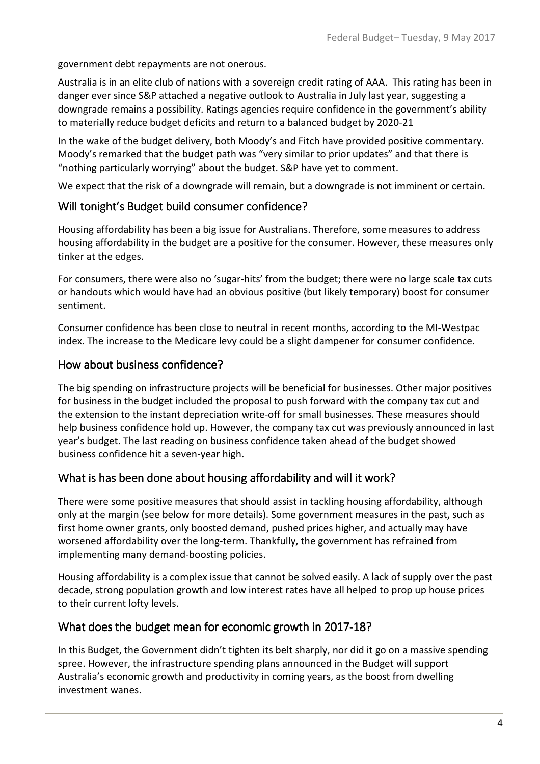government debt repayments are not onerous.

Australia is in an elite club of nations with a sovereign credit rating of AAA. This rating has been in danger ever since S&P attached a negative outlook to Australia in July last year, suggesting a downgrade remains a possibility. Ratings agencies require confidence in the government's ability to materially reduce budget deficits and return to a balanced budget by 2020-21

In the wake of the budget delivery, both Moody's and Fitch have provided positive commentary. Moody's remarked that the budget path was "very similar to prior updates" and that there is "nothing particularly worrying" about the budget. S&P have yet to comment.

We expect that the risk of a downgrade will remain, but a downgrade is not imminent or certain.

## Will tonight's Budget build consumer confidence?

Housing affordability has been a big issue for Australians. Therefore, some measures to address housing affordability in the budget are a positive for the consumer. However, these measures only tinker at the edges.

For consumers, there were also no 'sugar-hits' from the budget; there were no large scale tax cuts or handouts which would have had an obvious positive (but likely temporary) boost for consumer sentiment.

Consumer confidence has been close to neutral in recent months, according to the MI-Westpac index. The increase to the Medicare levy could be a slight dampener for consumer confidence.

## How about business confidence?

The big spending on infrastructure projects will be beneficial for businesses. Other major positives for business in the budget included the proposal to push forward with the company tax cut and the extension to the instant depreciation write-off for small businesses. These measures should help business confidence hold up. However, the company tax cut was previously announced in last year's budget. The last reading on business confidence taken ahead of the budget showed business confidence hit a seven-year high.

## What is has been done about housing affordability and will it work?

There were some positive measures that should assist in tackling housing affordability, although only at the margin (see below for more details). Some government measures in the past, such as first home owner grants, only boosted demand, pushed prices higher, and actually may have worsened affordability over the long-term. Thankfully, the government has refrained from implementing many demand-boosting policies.

Housing affordability is a complex issue that cannot be solved easily. A lack of supply over the past decade, strong population growth and low interest rates have all helped to prop up house prices to their current lofty levels.

## What does the budget mean for economic growth in 2017-18?

In this Budget, the Government didn't tighten its belt sharply, nor did it go on a massive spending spree. However, the infrastructure spending plans announced in the Budget will support Australia's economic growth and productivity in coming years, as the boost from dwelling investment wanes.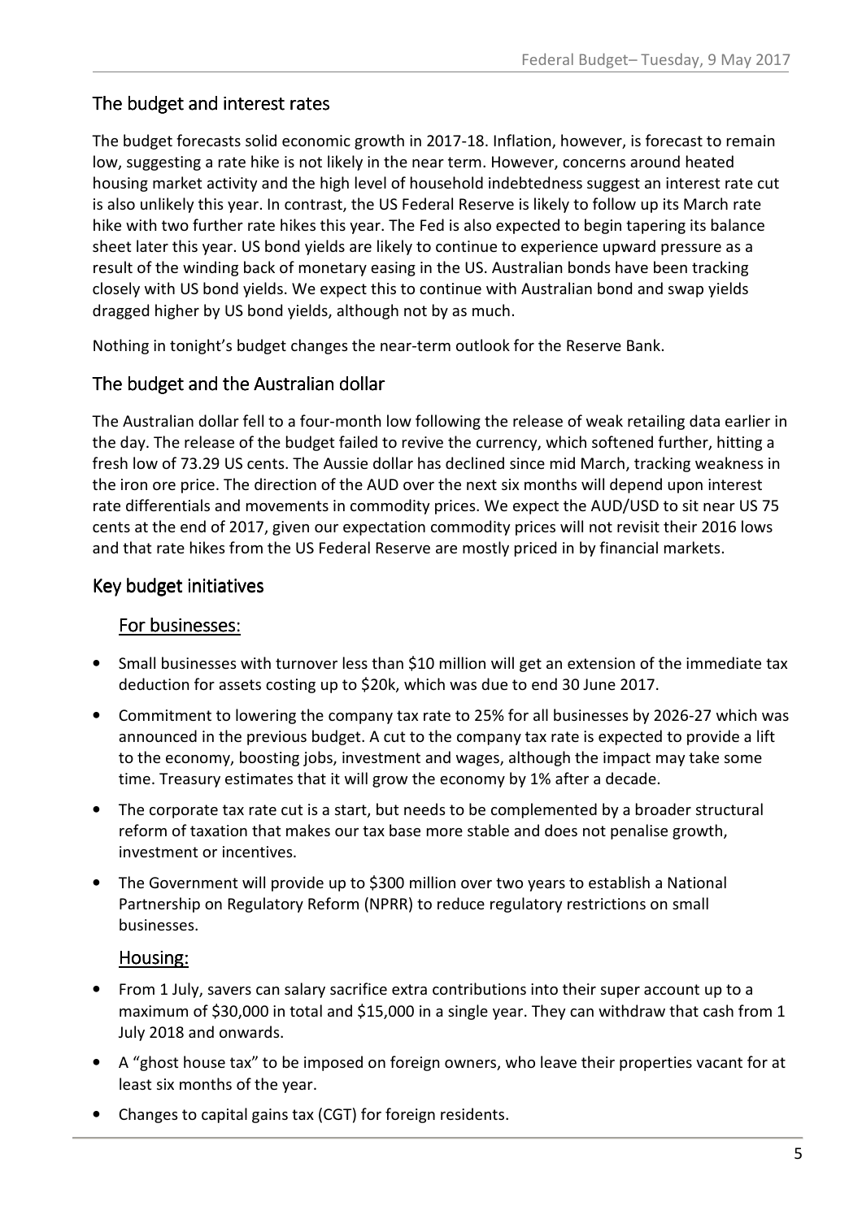## The budget and interest rates

The budget forecasts solid economic growth in 2017-18. Inflation, however, is forecast to remain low, suggesting a rate hike is not likely in the near term. However, concerns around heated housing market activity and the high level of household indebtedness suggest an interest rate cut is also unlikely this year. In contrast, the US Federal Reserve is likely to follow up its March rate hike with two further rate hikes this year. The Fed is also expected to begin tapering its balance sheet later this year. US bond yields are likely to continue to experience upward pressure as a result of the winding back of monetary easing in the US. Australian bonds have been tracking closely with US bond yields. We expect this to continue with Australian bond and swap yields dragged higher by US bond yields, although not by as much.

Nothing in tonight's budget changes the near-term outlook for the Reserve Bank.

## The budget and the Australian dollar

The Australian dollar fell to a four-month low following the release of weak retailing data earlier in the day. The release of the budget failed to revive the currency, which softened further, hitting a fresh low of 73.29 US cents. The Aussie dollar has declined since mid March, tracking weakness in the iron ore price. The direction of the AUD over the next six months will depend upon interest rate differentials and movements in commodity prices. We expect the AUD/USD to sit near US 75 cents at the end of 2017, given our expectation commodity prices will not revisit their 2016 lows and that rate hikes from the US Federal Reserve are mostly priced in by financial markets.

## Key budget initiatives

### For businesses:

- Small businesses with turnover less than $10 million will get an extension of the immediate tax deduction for assets costing up to $20k, which was due to end 30 June 2017.
- Commitment to lowering the company tax rate to 25% for all businesses by 2026-27 which was announced in the previous budget. A cut to the company tax rate is expected to provide a lift to the economy, boosting jobs, investment and wages, although the impact may take some time. Treasury estimates that it will grow the economy by 1% after a decade.
- The corporate tax rate cut is a start, but needs to be complemented by a broader structural reform of taxation that makes our tax base more stable and does not penalise growth, investment or incentives.
- The Government will provide up to $300 million over two years to establish a National Partnership on Regulatory Reform (NPRR) to reduce regulatory restrictions on small businesses.

### Housing:

- From 1 July, savers can salary sacrifice extra contributions into their super account up to a maximum of $30,000 in total and $15,000 in a single year. They can withdraw that cash from 1 July 2018 and onwards.
- A "ghost house tax" to be imposed on foreign owners, who leave their properties vacant for at least six months of the year.
- Changes to capital gains tax (CGT) for foreign residents.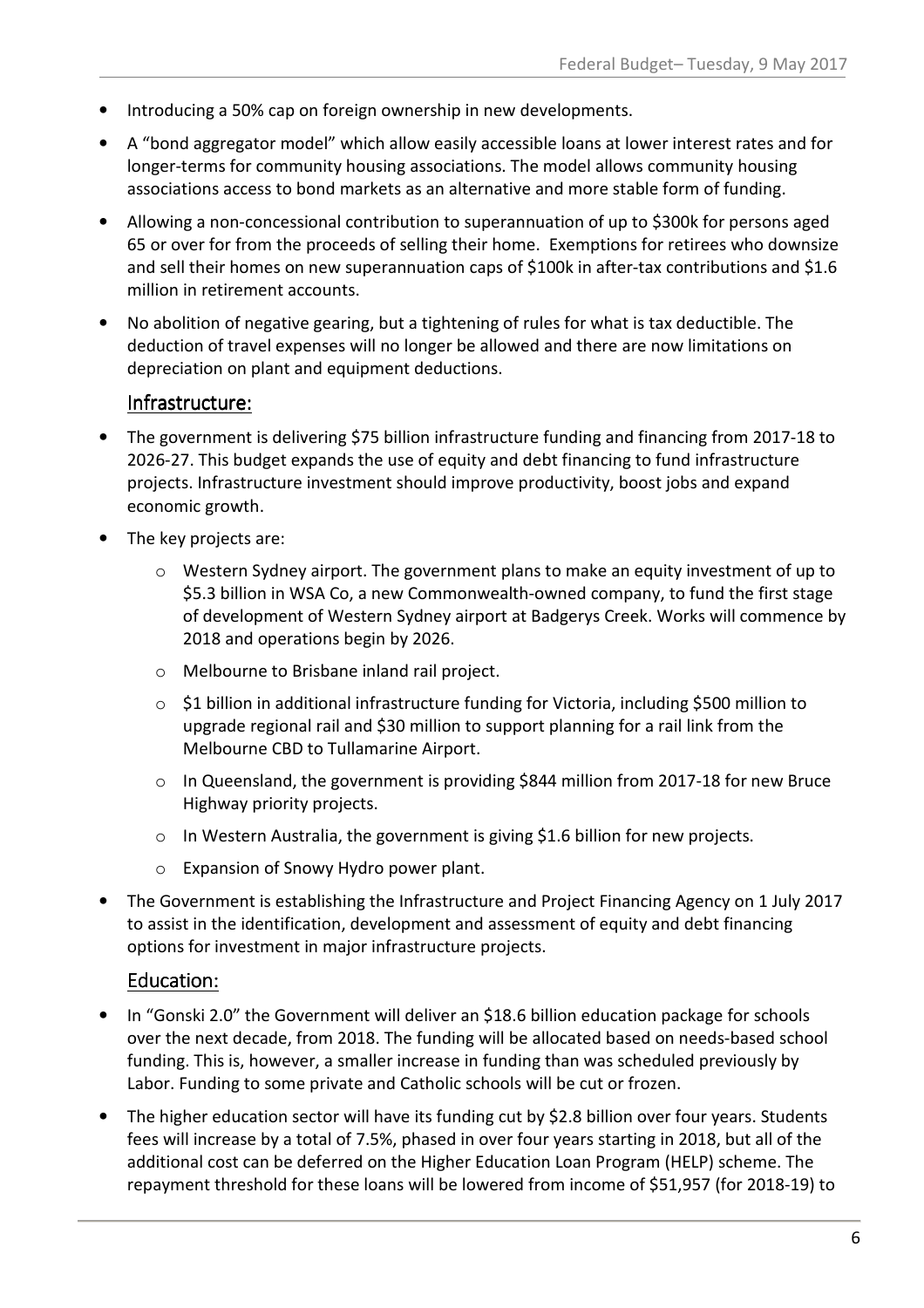- Introducing a 50% cap on foreign ownership in new developments.
- A "bond aggregator model" which allow easily accessible loans at lower interest rates and for longer-terms for community housing associations. The model allows community housing associations access to bond markets as an alternative and more stable form of funding.
- Allowing a non-concessional contribution to superannuation of up to $300k for persons aged 65 or over for from the proceeds of selling their home. Exemptions for retirees who downsize and sell their homes on new superannuation caps of $100k in after-tax contributions and $1.6 million in retirement accounts.
- No abolition of negative gearing, but a tightening of rules for what is tax deductible. The deduction of travel expenses will no longer be allowed and there are now limitations on depreciation on plant and equipment deductions.

## Infrastructure:

- The government is delivering $75 billion infrastructure funding and financing from 2017-18 to 2026-27. This budget expands the use of equity and debt financing to fund infrastructure projects. Infrastructure investment should improve productivity, boost jobs and expand economic growth.
- The key projects are:
  - Western Sydney airport. The government plans to make an equity investment of up to $5.3 billion in WSA Co, a new Commonwealth-owned company, to fund the first stage of development of Western Sydney airport at Badgerys Creek. Works will commence by 2018 and operations begin by 2026.
  - Melbourne to Brisbane inland rail project.
  - $1 billion in additional infrastructure funding for Victoria, including $500 million to upgrade regional rail and $30 million to support planning for a rail link from the Melbourne CBD to Tullamarine Airport.
  - In Queensland, the government is providing $844 million from 2017-18 for new Bruce Highway priority projects.
  - In Western Australia, the government is giving $1.6 billion for new projects.
  - Expansion of Snowy Hydro power plant.
- The Government is establishing the Infrastructure and Project Financing Agency on 1 July 2017 to assist in the identification, development and assessment of equity and debt financing options for investment in major infrastructure projects.

## Education:

- In "Gonski 2.0" the Government will deliver an $18.6 billion education package for schools over the next decade, from 2018. The funding will be allocated based on needs-based school funding. This is, however, a smaller increase in funding than was scheduled previously by Labor. Funding to some private and Catholic schools will be cut or frozen.
- The higher education sector will have its funding cut by $2.8 billion over four years. Students fees will increase by a total of 7.5%, phased in over four years starting in 2018, but all of the additional cost can be deferred on the Higher Education Loan Program (HELP) scheme. The repayment threshold for these loans will be lowered from income of $51,957 (for 2018-19) to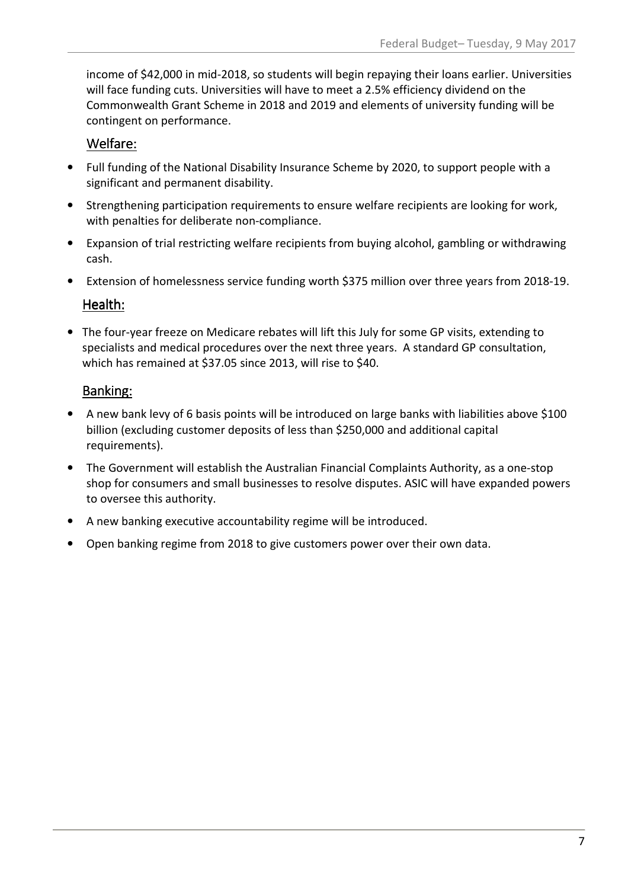income of $42,000 in mid-2018, so students will begin repaying their loans earlier. Universities will face funding cuts. Universities will have to meet a 2.5% efficiency dividend on the Commonwealth Grant Scheme in 2018 and 2019 and elements of university funding will be contingent on performance.

## Welfare:

- Full funding of the National Disability Insurance Scheme by 2020, to support people with a significant and permanent disability.
- Strengthening participation requirements to ensure welfare recipients are looking for work, with penalties for deliberate non-compliance.
- Expansion of trial restricting welfare recipients from buying alcohol, gambling or withdrawing cash.
- Extension of homelessness service funding worth $375 million over three years from 2018-19.

## Health:

- The four-year freeze on Medicare rebates will lift this July for some GP visits, extending to specialists and medical procedures over the next three years. A standard GP consultation, which has remained at $37.05 since 2013, will rise to $40.

## Banking:

- A new bank levy of 6 basis points will be introduced on large banks with liabilities above $100 billion (excluding customer deposits of less than $250,000 and additional capital requirements).
- The Government will establish the Australian Financial Complaints Authority, as a one-stop shop for consumers and small businesses to resolve disputes. ASIC will have expanded powers to oversee this authority.
- A new banking executive accountability regime will be introduced.
- Open banking regime from 2018 to give customers power over their own data.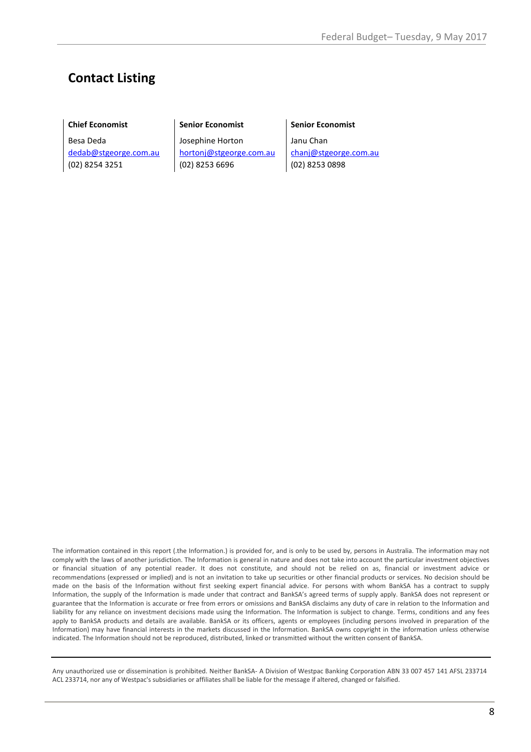## Contact Listing

**Chief Economist**

Besa Deda
dedab@stgeorge.com.au
(02) 8254 3251

**Senior Economist**

Josephine Horton
hortonj@stgeorge.com.au
(02) 8253 6696

**Senior Economist**

Janu Chan
chanj@stgeorge.com.au
(02) 8253 0898

The information contained in this report (.the Information.) is provided for, and is only to be used by, persons in Australia. The information may not comply with the laws of another jurisdiction. The Information is general in nature and does not take into account the particular investment objectives or financial situation of any potential reader. It does not constitute, and should not be relied on as, financial or investment advice or recommendations (expressed or implied) and is not an invitation to take up securities or other financial products or services. No decision should be made on the basis of the Information without first seeking expert financial advice. For persons with whom BankSA has a contract to supply Information, the supply of the Information is made under that contract and BankSA's agreed terms of supply apply. BankSA does not represent or guarantee that the Information is accurate or free from errors or omissions and BankSA disclaims any duty of care in relation to the Information and liability for any reliance on investment decisions made using the Information. The Information is subject to change. Terms, conditions and any fees apply to BankSA products and details are available. BankSA or its officers, agents or employees (including persons involved in preparation of the Information) may have financial interests in the markets discussed in the Information. BankSA owns copyright in the information unless otherwise indicated. The Information should not be reproduced, distributed, linked or transmitted without the written consent of BankSA.

---

Any unauthorized use or dissemination is prohibited. Neither BankSA- A Division of Westpac Banking Corporation ABN 33 007 457 141 AFSL 233714 ACL 233714, nor any of Westpac's subsidiaries or affiliates shall be liable for the message if altered, changed or falsified.